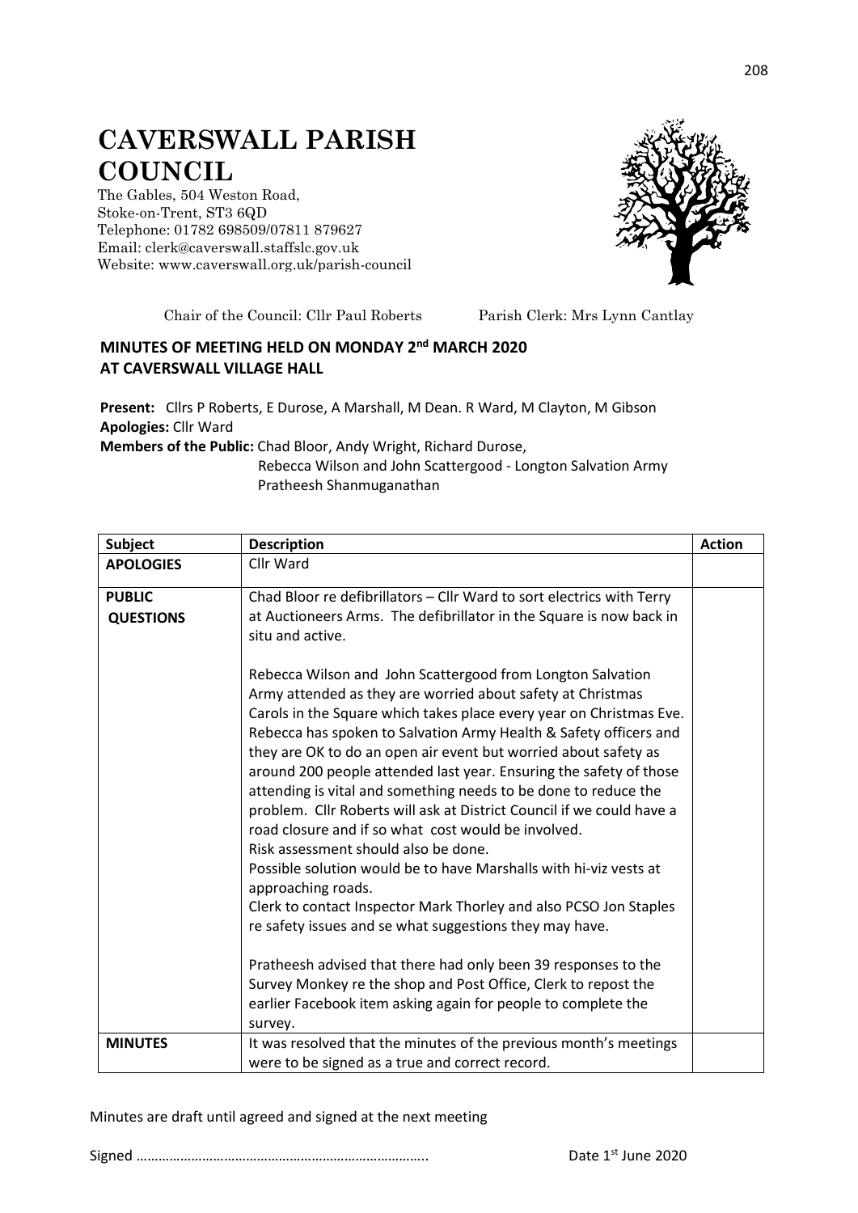# CAVERSWALL PARISH COUNCIL

The Gables, 504 Weston Road,
Stoke-on-Trent, ST3 6QD
Telephone: 01782 698509/07811 879627
Email: clerk@caverswall.staffslc.gov.uk
Website: www.caverswall.org.uk/parish-council

Chair of the Council: Cllr Paul Roberts Parish Clerk: Mrs Lynn Cantlay

## MINUTES OF MEETING HELD ON MONDAY 2nd MARCH 2020 AT CAVERSWALL VILLAGE HALL

**Present:** Cllrs P Roberts, E Durose, A Marshall, M Dean. R Ward, M Clayton, M Gibson
**Apologies:** Cllr Ward
**Members of the Public:** Chad Bloor, Andy Wright, Richard Durose,
Rebecca Wilson and John Scattergood - Longton Salvation Army
Pratheesh Shanmuganathan

| Subject | Description | Action |
|---|---|---|
| **APOLOGIES** | Cllr Ward | |
| **PUBLIC QUESTIONS** | Chad Bloor re defibrillators – Cllr Ward to sort electrics with Terry at Auctioneers Arms. The defibrillator in the Square is now back in situ and active.<br><br>Rebecca Wilson and John Scattergood from Longton Salvation Army attended as they are worried about safety at Christmas Carols in the Square which takes place every year on Christmas Eve. Rebecca has spoken to Salvation Army Health & Safety officers and they are OK to do an open air event but worried about safety as around 200 people attended last year. Ensuring the safety of those attending is vital and something needs to be done to reduce the problem. Cllr Roberts will ask at District Council if we could have a road closure and if so what cost would be involved.<br>Risk assessment should also be done.<br>Possible solution would be to have Marshalls with hi-viz vests at approaching roads.<br>Clerk to contact Inspector Mark Thorley and also PCSO Jon Staples re safety issues and se what suggestions they may have.<br><br>Pratheesh advised that there had only been 39 responses to the Survey Monkey re the shop and Post Office, Clerk to repost the earlier Facebook item asking again for people to complete the survey. | |
| **MINUTES** | It was resolved that the minutes of the previous month's meetings were to be signed as a true and correct record. | |

Minutes are draft until agreed and signed at the next meeting

Signed …………………………………………………………………….. Date 1st June 2020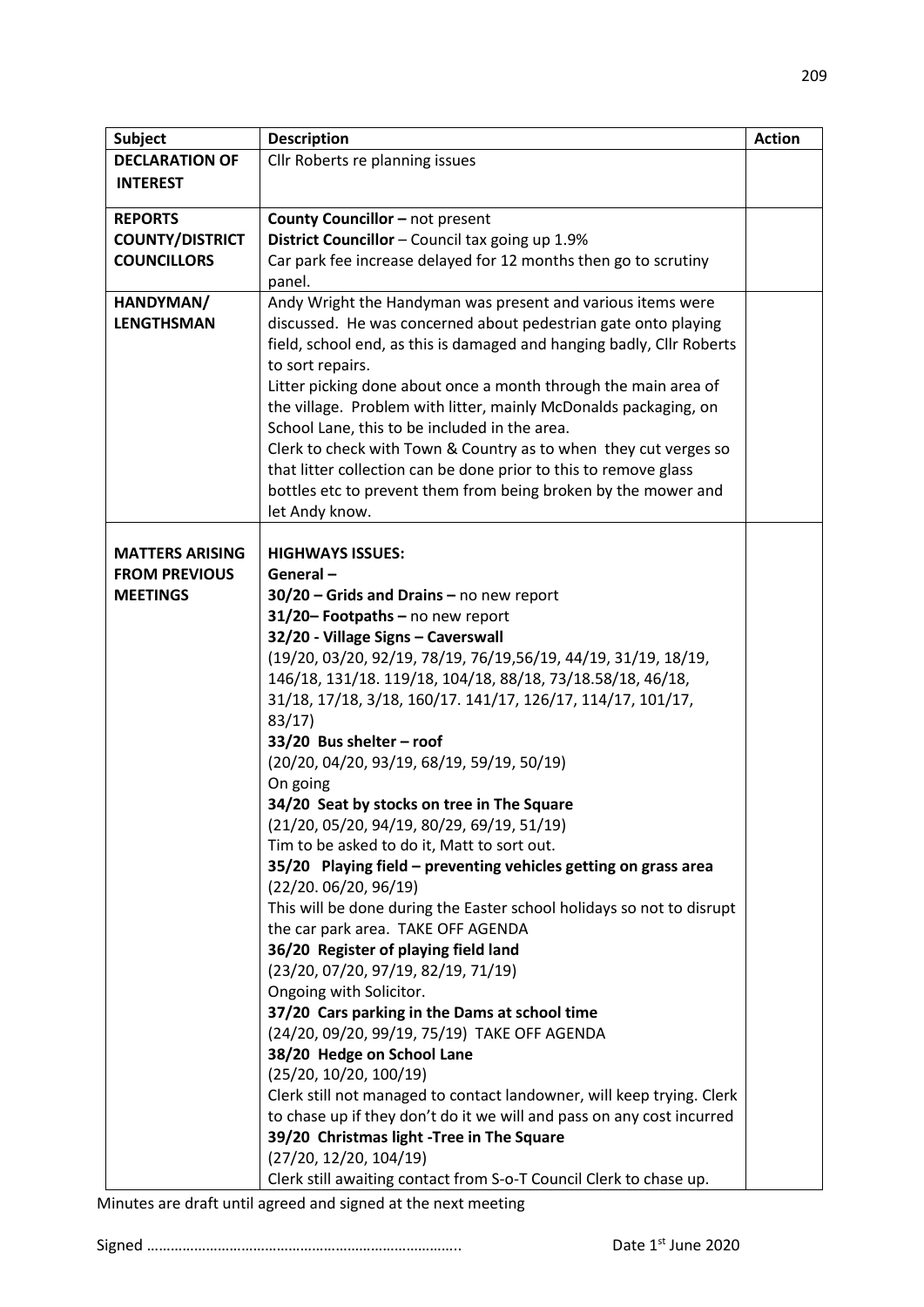| Subject | Description | Action |
|---|---|---|
| **DECLARATION OF INTEREST** | Cllr Roberts re planning issues | |
| **REPORTS COUNTY/DISTRICT COUNCILLORS** | **County Councillor –** not present<br>**District Councillor** – Council tax going up 1.9%<br>Car park fee increase delayed for 12 months then go to scrutiny panel. | |
| **HANDYMAN/ LENGTHSMAN** | Andy Wright the Handyman was present and various items were discussed. He was concerned about pedestrian gate onto playing field, school end, as this is damaged and hanging badly, Cllr Roberts to sort repairs.<br>Litter picking done about once a month through the main area of the village. Problem with litter, mainly McDonalds packaging, on School Lane, this to be included in the area.<br>Clerk to check with Town & Country as to when they cut verges so that litter collection can be done prior to this to remove glass bottles etc to prevent them from being broken by the mower and let Andy know. | |
| **MATTERS ARISING FROM PREVIOUS MEETINGS** | **HIGHWAYS ISSUES:**<br>**General –**<br>**30/20 – Grids and Drains –** no new report<br>**31/20– Footpaths –** no new report<br>**32/20 - Village Signs – Caverswall**<br>(19/20, 03/20, 92/19, 78/19, 76/19,56/19, 44/19, 31/19, 18/19, 146/18, 131/18. 119/18, 104/18, 88/18, 73/18.58/18, 46/18, 31/18, 17/18, 3/18, 160/17. 141/17, 126/17, 114/17, 101/17, 83/17)<br>**33/20 Bus shelter – roof**<br>(20/20, 04/20, 93/19, 68/19, 59/19, 50/19)<br>On going<br>**34/20 Seat by stocks on tree in The Square**<br>(21/20, 05/20, 94/19, 80/29, 69/19, 51/19)<br>Tim to be asked to do it, Matt to sort out.<br>**35/20 Playing field – preventing vehicles getting on grass area**<br>(22/20. 06/20, 96/19)<br>This will be done during the Easter school holidays so not to disrupt the car park area. TAKE OFF AGENDA<br>**36/20 Register of playing field land**<br>(23/20, 07/20, 97/19, 82/19, 71/19)<br>Ongoing with Solicitor.<br>**37/20 Cars parking in the Dams at school time**<br>(24/20, 09/20, 99/19, 75/19) TAKE OFF AGENDA<br>**38/20 Hedge on School Lane**<br>(25/20, 10/20, 100/19)<br>Clerk still not managed to contact landowner, will keep trying. Clerk to chase up if they don't do it we will and pass on any cost incurred<br>**39/20 Christmas light -Tree in The Square**<br>(27/20, 12/20, 104/19)<br>Clerk still awaiting contact from S-o-T Council Clerk to chase up. | |

Minutes are draft until agreed and signed at the next meeting

Signed ………………………………………………………………….. Date 1st June 2020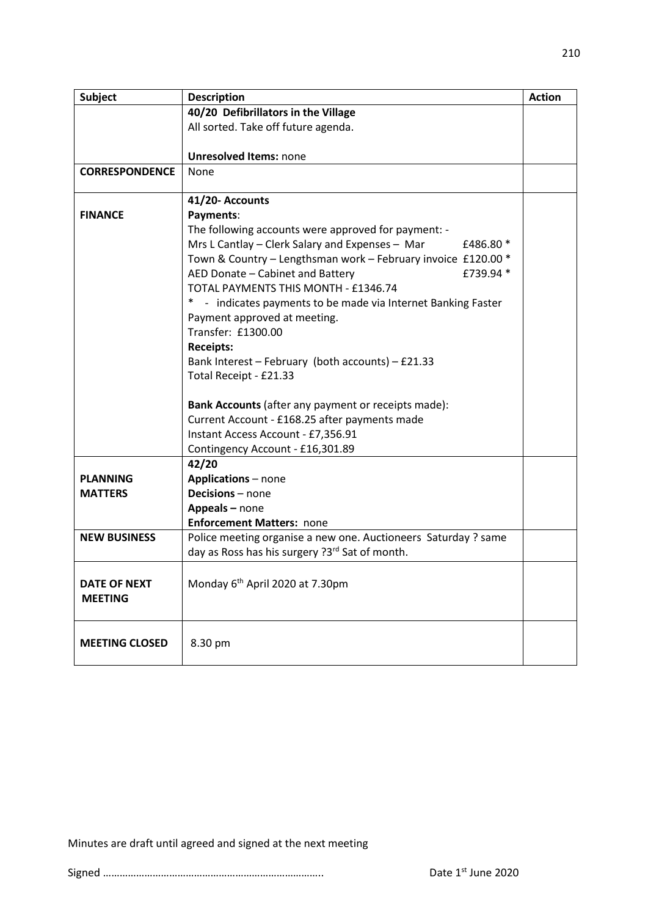| Subject | Description | Action |
|---|---|---|
| | **40/20 Defibrillators in the Village**<br>All sorted. Take off future agenda.<br><br>**Unresolved Items:** none | |
| **CORRESPONDENCE** | None | |
| **FINANCE** | **41/20- Accounts**<br>**Payments**:<br>The following accounts were approved for payment: -<br>Mrs L Cantlay – Clerk Salary and Expenses – Mar £486.80 *<br>Town & Country – Lengthsman work – February invoice £120.00 *<br>AED Donate – Cabinet and Battery £739.94 *<br>TOTAL PAYMENTS THIS MONTH - £1346.74<br>* - indicates payments to be made via Internet Banking Faster Payment approved at meeting.<br>Transfer: £1300.00<br>**Receipts:**<br>Bank Interest – February (both accounts) – £21.33<br>Total Receipt - £21.33<br><br>**Bank Accounts** (after any payment or receipts made):<br>Current Account - £168.25 after payments made<br>Instant Access Account - £7,356.91<br>Contingency Account - £16,301.89 | |
| **PLANNING MATTERS** | **42/20**<br>**Applications** – none<br>**Decisions** – none<br>**Appeals –** none<br>**Enforcement Matters:** none | |
| **NEW BUSINESS** | Police meeting organise a new one. Auctioneers Saturday ? same day as Ross has his surgery ?3rd Sat of month. | |
| **DATE OF NEXT MEETING** | Monday 6th April 2020 at 7.30pm | |
| **MEETING CLOSED** | 8.30 pm | |

Minutes are draft until agreed and signed at the next meeting

Signed ……………………………………………………………………..  Date 1st June 2020